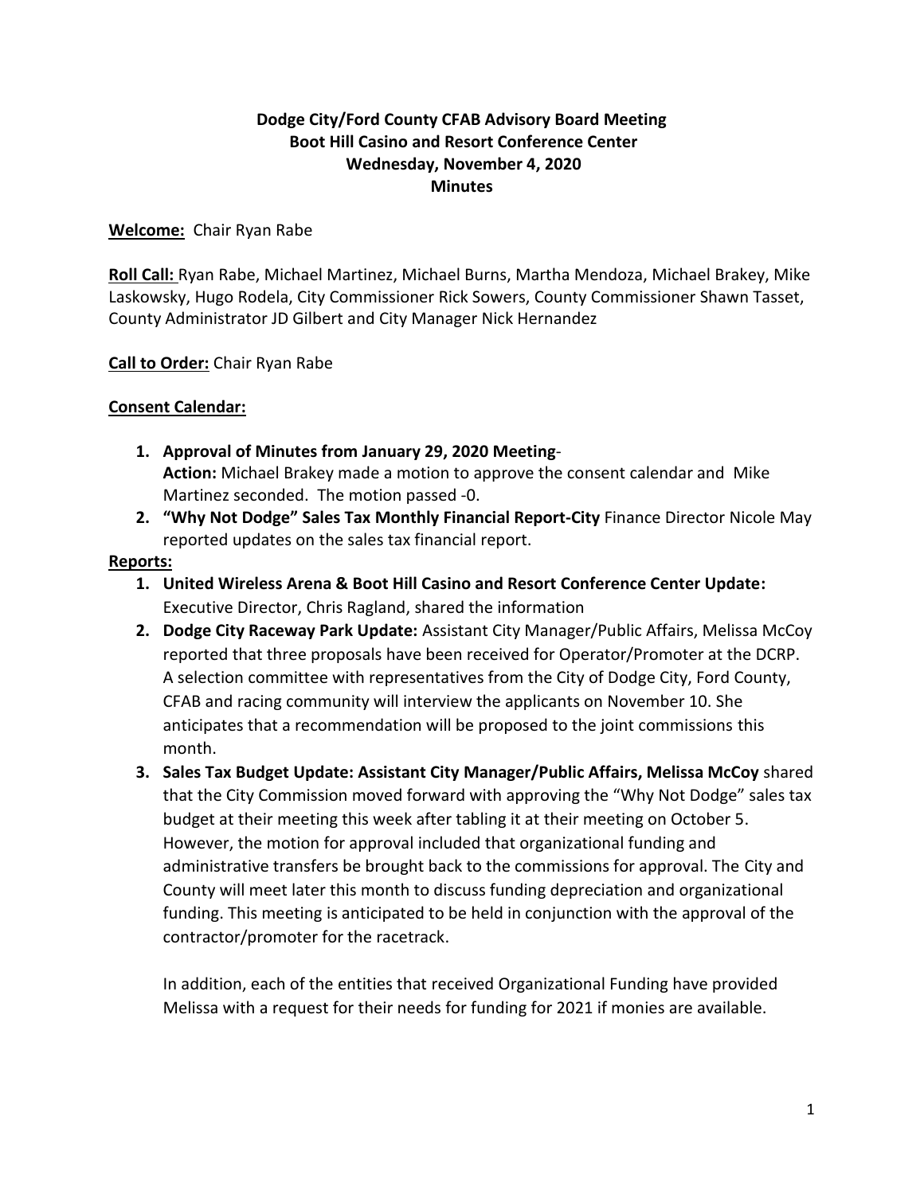**Dodge City/Ford County CFAB Advisory Board Meeting**
**Boot Hill Casino and Resort Conference Center**
**Wednesday, November 4, 2020**
**Minutes**

**Welcome:** Chair Ryan Rabe

**Roll Call:** Ryan Rabe, Michael Martinez, Michael Burns, Martha Mendoza, Michael Brakey, Mike Laskowsky, Hugo Rodela, City Commissioner Rick Sowers, County Commissioner Shawn Tasset, County Administrator JD Gilbert and City Manager Nick Hernandez

**Call to Order:** Chair Ryan Rabe

**Consent Calendar:**

1. **Approval of Minutes from January 29, 2020 Meeting**-
   **Action:** Michael Brakey made a motion to approve the consent calendar and Mike Martinez seconded. The motion passed -0.
2. **"Why Not Dodge" Sales Tax Monthly Financial Report-City** Finance Director Nicole May reported updates on the sales tax financial report.

**Reports:**

1. **United Wireless Arena & Boot Hill Casino and Resort Conference Center Update:** Executive Director, Chris Ragland, shared the information
2. **Dodge City Raceway Park Update:** Assistant City Manager/Public Affairs, Melissa McCoy reported that three proposals have been received for Operator/Promoter at the DCRP. A selection committee with representatives from the City of Dodge City, Ford County, CFAB and racing community will interview the applicants on November 10. She anticipates that a recommendation will be proposed to the joint commissions this month.
3. **Sales Tax Budget Update: Assistant City Manager/Public Affairs, Melissa McCoy** shared that the City Commission moved forward with approving the "Why Not Dodge" sales tax budget at their meeting this week after tabling it at their meeting on October 5. However, the motion for approval included that organizational funding and administrative transfers be brought back to the commissions for approval. The City and County will meet later this month to discuss funding depreciation and organizational funding. This meeting is anticipated to be held in conjunction with the approval of the contractor/promoter for the racetrack.

   In addition, each of the entities that received Organizational Funding have provided Melissa with a request for their needs for funding for 2021 if monies are available.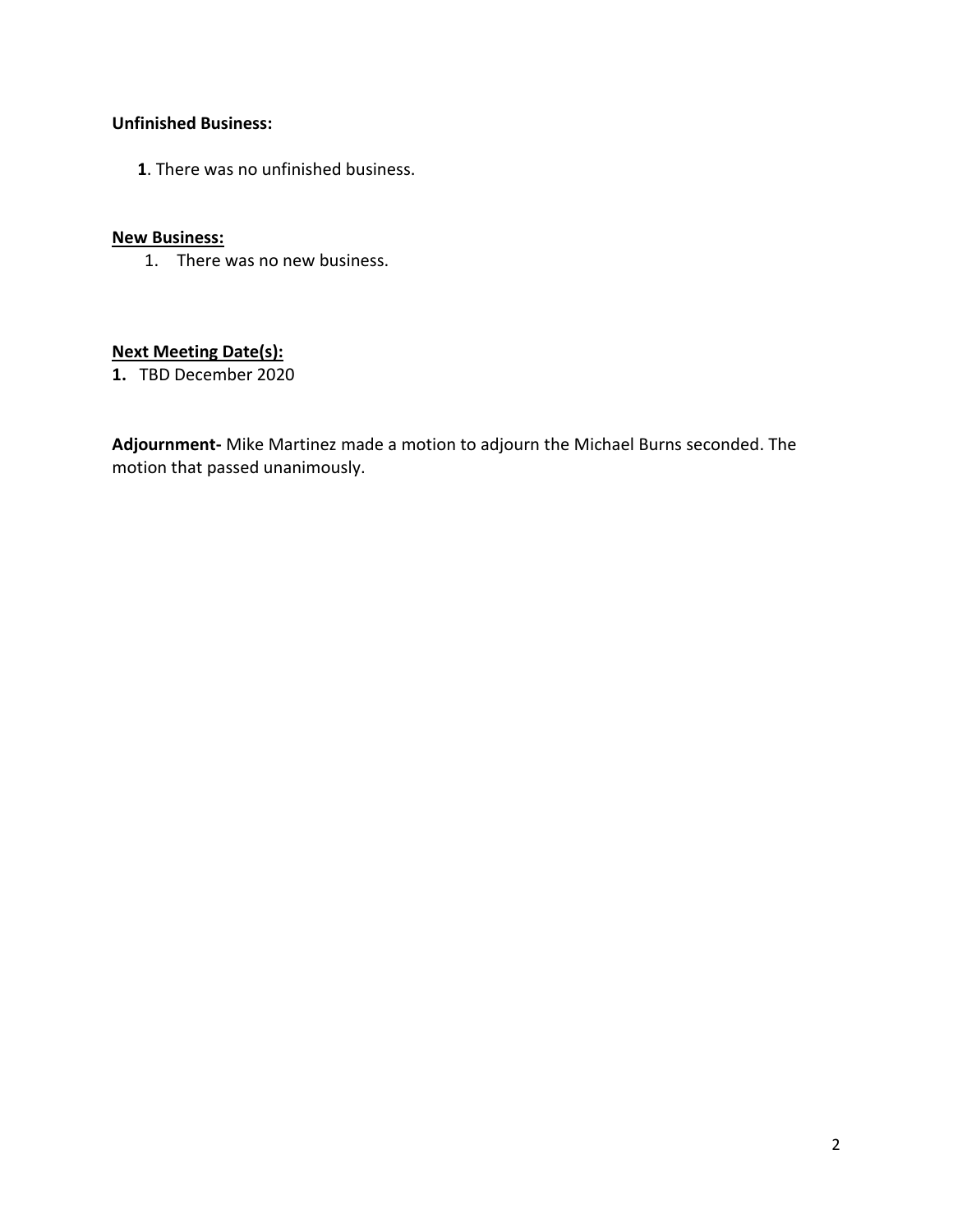**Unfinished Business:**

**1**. There was no unfinished business.

**New Business:**

1. There was no new business.

**Next Meeting Date(s):**

**1.** TBD December 2020

**Adjournment-** Mike Martinez made a motion to adjourn the Michael Burns seconded. The motion that passed unanimously.